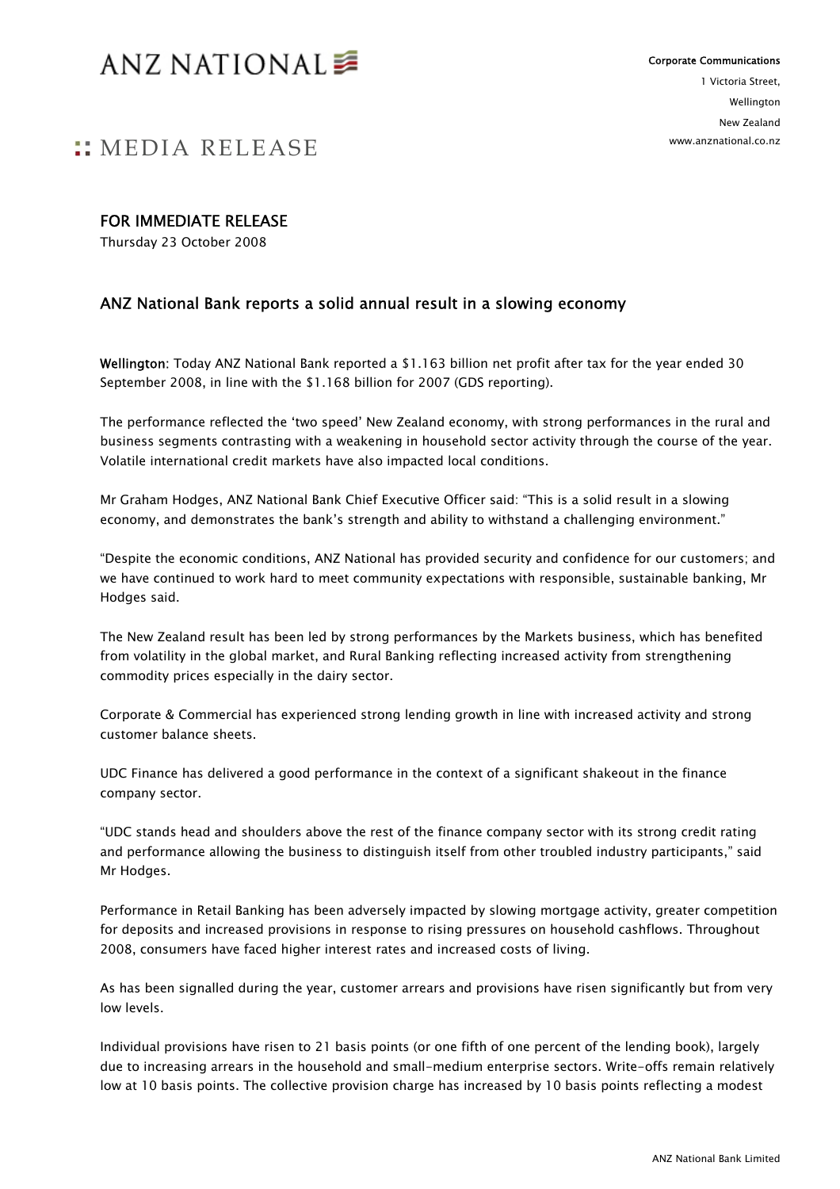# ANZ NATIONAL

Corporate Communications
1 Victoria Street,
Wellington
New Zealand
www.anznational.co.nz

## :: MEDIA RELEASE

**FOR IMMEDIATE RELEASE**
Thursday 23 October 2008

## ANZ National Bank reports a solid annual result in a slowing economy

**Wellington**: Today ANZ National Bank reported a $1.163 billion net profit after tax for the year ended 30 September 2008, in line with the $1.168 billion for 2007 (GDS reporting).

The performance reflected the 'two speed' New Zealand economy, with strong performances in the rural and business segments contrasting with a weakening in household sector activity through the course of the year. Volatile international credit markets have also impacted local conditions.

Mr Graham Hodges, ANZ National Bank Chief Executive Officer said: "This is a solid result in a slowing economy, and demonstrates the bank's strength and ability to withstand a challenging environment."

"Despite the economic conditions, ANZ National has provided security and confidence for our customers; and we have continued to work hard to meet community expectations with responsible, sustainable banking, Mr Hodges said.

The New Zealand result has been led by strong performances by the Markets business, which has benefited from volatility in the global market, and Rural Banking reflecting increased activity from strengthening commodity prices especially in the dairy sector.

Corporate & Commercial has experienced strong lending growth in line with increased activity and strong customer balance sheets.

UDC Finance has delivered a good performance in the context of a significant shakeout in the finance company sector.

"UDC stands head and shoulders above the rest of the finance company sector with its strong credit rating and performance allowing the business to distinguish itself from other troubled industry participants," said Mr Hodges.

Performance in Retail Banking has been adversely impacted by slowing mortgage activity, greater competition for deposits and increased provisions in response to rising pressures on household cashflows. Throughout 2008, consumers have faced higher interest rates and increased costs of living.

As has been signalled during the year, customer arrears and provisions have risen significantly but from very low levels.

Individual provisions have risen to 21 basis points (or one fifth of one percent of the lending book), largely due to increasing arrears in the household and small-medium enterprise sectors. Write-offs remain relatively low at 10 basis points. The collective provision charge has increased by 10 basis points reflecting a modest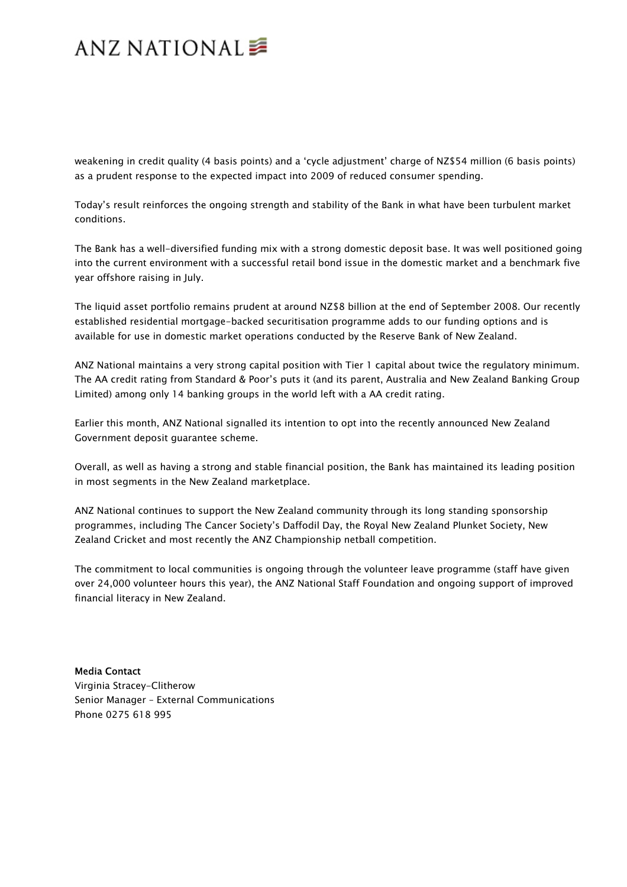weakening in credit quality (4 basis points) and a 'cycle adjustment' charge of NZ$54 million (6 basis points) as a prudent response to the expected impact into 2009 of reduced consumer spending.

Today's result reinforces the ongoing strength and stability of the Bank in what have been turbulent market conditions.

The Bank has a well-diversified funding mix with a strong domestic deposit base. It was well positioned going into the current environment with a successful retail bond issue in the domestic market and a benchmark five year offshore raising in July.

The liquid asset portfolio remains prudent at around NZ$8 billion at the end of September 2008. Our recently established residential mortgage-backed securitisation programme adds to our funding options and is available for use in domestic market operations conducted by the Reserve Bank of New Zealand.

ANZ National maintains a very strong capital position with Tier 1 capital about twice the regulatory minimum. The AA credit rating from Standard & Poor's puts it (and its parent, Australia and New Zealand Banking Group Limited) among only 14 banking groups in the world left with a AA credit rating.

Earlier this month, ANZ National signalled its intention to opt into the recently announced New Zealand Government deposit guarantee scheme.

Overall, as well as having a strong and stable financial position, the Bank has maintained its leading position in most segments in the New Zealand marketplace.

ANZ National continues to support the New Zealand community through its long standing sponsorship programmes, including The Cancer Society's Daffodil Day, the Royal New Zealand Plunket Society, New Zealand Cricket and most recently the ANZ Championship netball competition.

The commitment to local communities is ongoing through the volunteer leave programme (staff have given over 24,000 volunteer hours this year), the ANZ National Staff Foundation and ongoing support of improved financial literacy in New Zealand.

**Media Contact**
Virginia Stracey-Clitherow
Senior Manager – External Communications
Phone 0275 618 995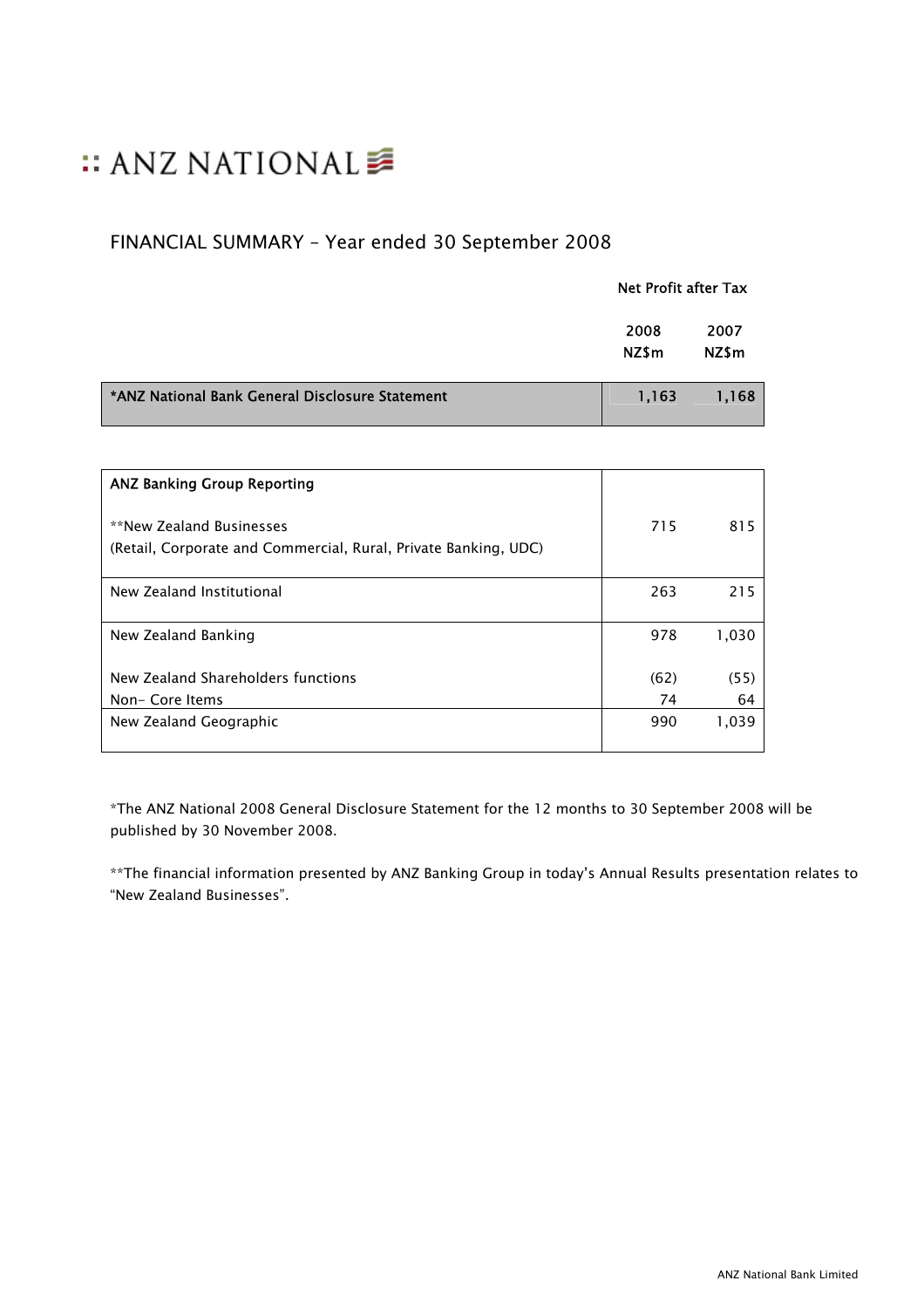:: ANZ NATIONAL

## FINANCIAL SUMMARY – Year ended 30 September 2008

| | Net Profit after Tax | |
|---|---|---|
| | 2008 NZ$m | 2007 NZ$m |
| ***ANZ National Bank General Disclosure Statement** | **1,163** | **1,168** |

| | | |
|---|---|---|
| **ANZ Banking Group Reporting** | | |
| **New Zealand Businesses (Retail, Corporate and Commercial, Rural, Private Banking, UDC) | 715 | 815 |
| New Zealand Institutional | 263 | 215 |
| New Zealand Banking | 978 | 1,030 |
| New Zealand Shareholders functions | (62) | (55) |
| Non- Core Items | 74 | 64 |
| New Zealand Geographic | 990 | 1,039 |

*The ANZ National 2008 General Disclosure Statement for the 12 months to 30 September 2008 will be published by 30 November 2008.

**The financial information presented by ANZ Banking Group in today's Annual Results presentation relates to "New Zealand Businesses".

ANZ National Bank Limited